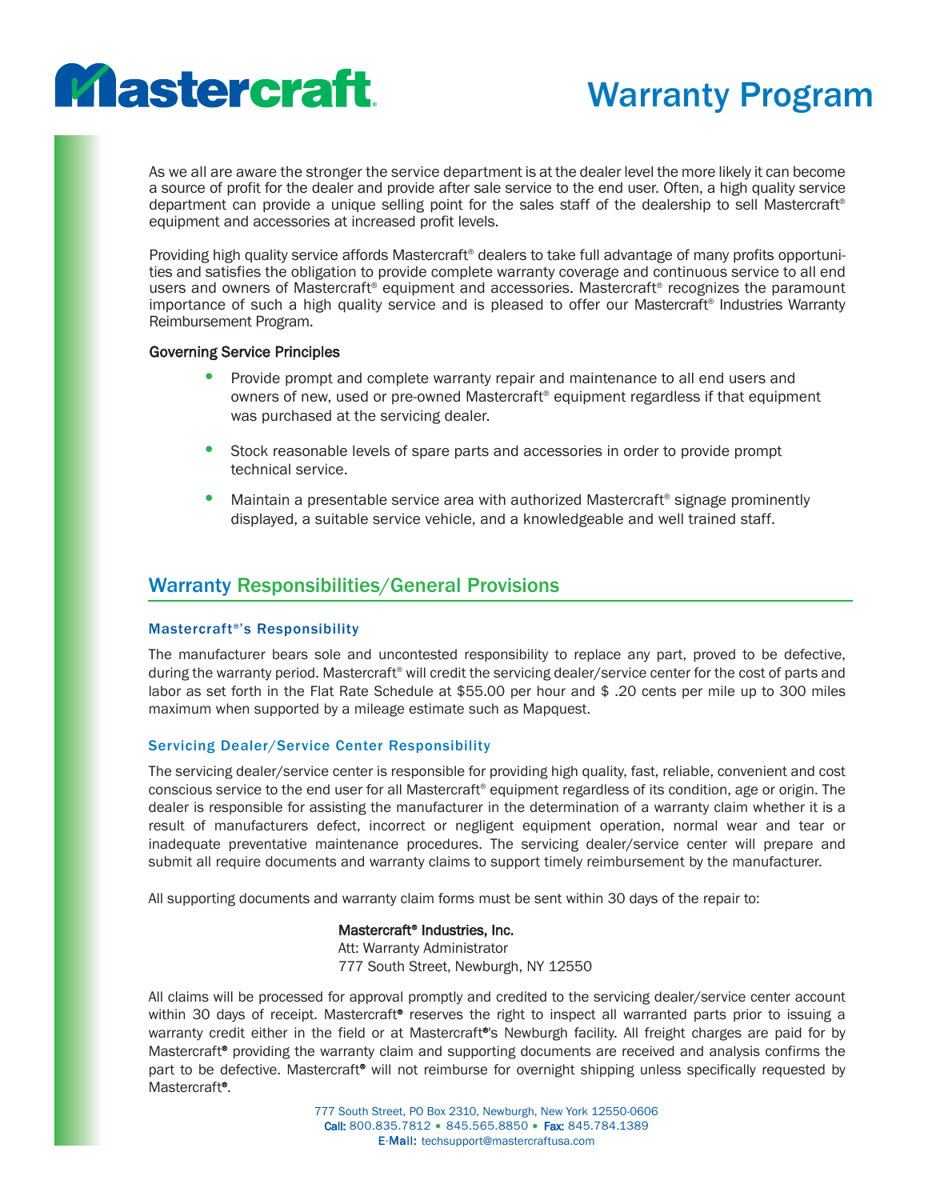# Mastercraft

# Warranty Program

As we all are aware the stronger the service department is at the dealer level the more likely it can become a source of profit for the dealer and provide after sale service to the end user. Often, a high quality service department can provide a unique selling point for the sales staff of the dealership to sell Mastercraft® equipment and accessories at increased profit levels.

Providing high quality service affords Mastercraft® dealers to take full advantage of many profits opportunities and satisfies the obligation to provide complete warranty coverage and continuous service to all end users and owners of Mastercraft® equipment and accessories. Mastercraft® recognizes the paramount importance of such a high quality service and is pleased to offer our Mastercraft® Industries Warranty Reimbursement Program.

### Governing Service Principles

- Provide prompt and complete warranty repair and maintenance to all end users and owners of new, used or pre-owned Mastercraft® equipment regardless if that equipment was purchased at the servicing dealer.
- Stock reasonable levels of spare parts and accessories in order to provide prompt technical service.
- Maintain a presentable service area with authorized Mastercraft® signage prominently displayed, a suitable service vehicle, and a knowledgeable and well trained staff.

## Warranty Responsibilities/General Provisions

### Mastercraft®'s Responsibility

The manufacturer bears sole and uncontested responsibility to replace any part, proved to be defective, during the warranty period. Mastercraft® will credit the servicing dealer/service center for the cost of parts and labor as set forth in the Flat Rate Schedule at $55.00 per hour and $ .20 cents per mile up to 300 miles maximum when supported by a mileage estimate such as Mapquest.

### Servicing Dealer/Service Center Responsibility

The servicing dealer/service center is responsible for providing high quality, fast, reliable, convenient and cost conscious service to the end user for all Mastercraft® equipment regardless of its condition, age or origin. The dealer is responsible for assisting the manufacturer in the determination of a warranty claim whether it is a result of manufacturers defect, incorrect or negligent equipment operation, normal wear and tear or inadequate preventative maintenance procedures. The servicing dealer/service center will prepare and submit all require documents and warranty claims to support timely reimbursement by the manufacturer.

All supporting documents and warranty claim forms must be sent within 30 days of the repair to:

**Mastercraft® Industries, Inc.**
Att: Warranty Administrator
777 South Street, Newburgh, NY 12550

All claims will be processed for approval promptly and credited to the servicing dealer/service center account within 30 days of receipt. Mastercraft® reserves the right to inspect all warranted parts prior to issuing a warranty credit either in the field or at Mastercraft®'s Newburgh facility. All freight charges are paid for by Mastercraft® providing the warranty claim and supporting documents are received and analysis confirms the part to be defective. Mastercraft® will not reimburse for overnight shipping unless specifically requested by Mastercraft®.

777 South Street, PO Box 2310, Newburgh, New York 12550-0606
**Call:** 800.835.7812 • 845.565.8850 • **Fax:** 845.784.1389
**E-Mail:** techsupport@mastercraftusa.com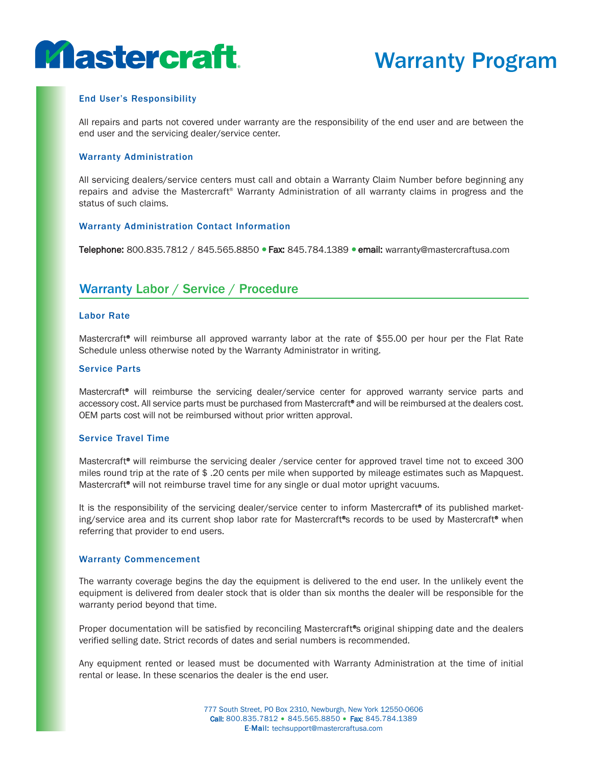# Mastercraft

# Warranty Program

### End User's Responsibility

All repairs and parts not covered under warranty are the responsibility of the end user and are between the end user and the servicing dealer/service center.

### Warranty Administration

All servicing dealers/service centers must call and obtain a Warranty Claim Number before beginning any repairs and advise the Mastercraft® Warranty Administration of all warranty claims in progress and the status of such claims.

### Warranty Administration Contact Information

**Telephone:** 800.835.7812 / 845.565.8850 • **Fax:** 845.784.1389 • **email:** warranty@mastercraftusa.com

## Warranty Labor / Service / Procedure

### Labor Rate

Mastercraft® will reimburse all approved warranty labor at the rate of $55.00 per hour per the Flat Rate Schedule unless otherwise noted by the Warranty Administrator in writing.

### Service Parts

Mastercraft® will reimburse the servicing dealer/service center for approved warranty service parts and accessory cost. All service parts must be purchased from Mastercraft® and will be reimbursed at the dealers cost. OEM parts cost will not be reimbursed without prior written approval.

### Service Travel Time

Mastercraft® will reimburse the servicing dealer /service center for approved travel time not to exceed 300 miles round trip at the rate of $ .20 cents per mile when supported by mileage estimates such as Mapquest. Mastercraft® will not reimburse travel time for any single or dual motor upright vacuums.

It is the responsibility of the servicing dealer/service center to inform Mastercraft® of its published marketing/service area and its current shop labor rate for Mastercraft®s records to be used by Mastercraft® when referring that provider to end users.

### Warranty Commencement

The warranty coverage begins the day the equipment is delivered to the end user. In the unlikely event the equipment is delivered from dealer stock that is older than six months the dealer will be responsible for the warranty period beyond that time.

Proper documentation will be satisfied by reconciling Mastercraft®s original shipping date and the dealers verified selling date. Strict records of dates and serial numbers is recommended.

Any equipment rented or leased must be documented with Warranty Administration at the time of initial rental or lease. In these scenarios the dealer is the end user.

777 South Street, PO Box 2310, Newburgh, New York 12550-0606
**Call:** 800.835.7812 • 845.565.8850 • **Fax:** 845.784.1389
**E-Mail:** techsupport@mastercraftusa.com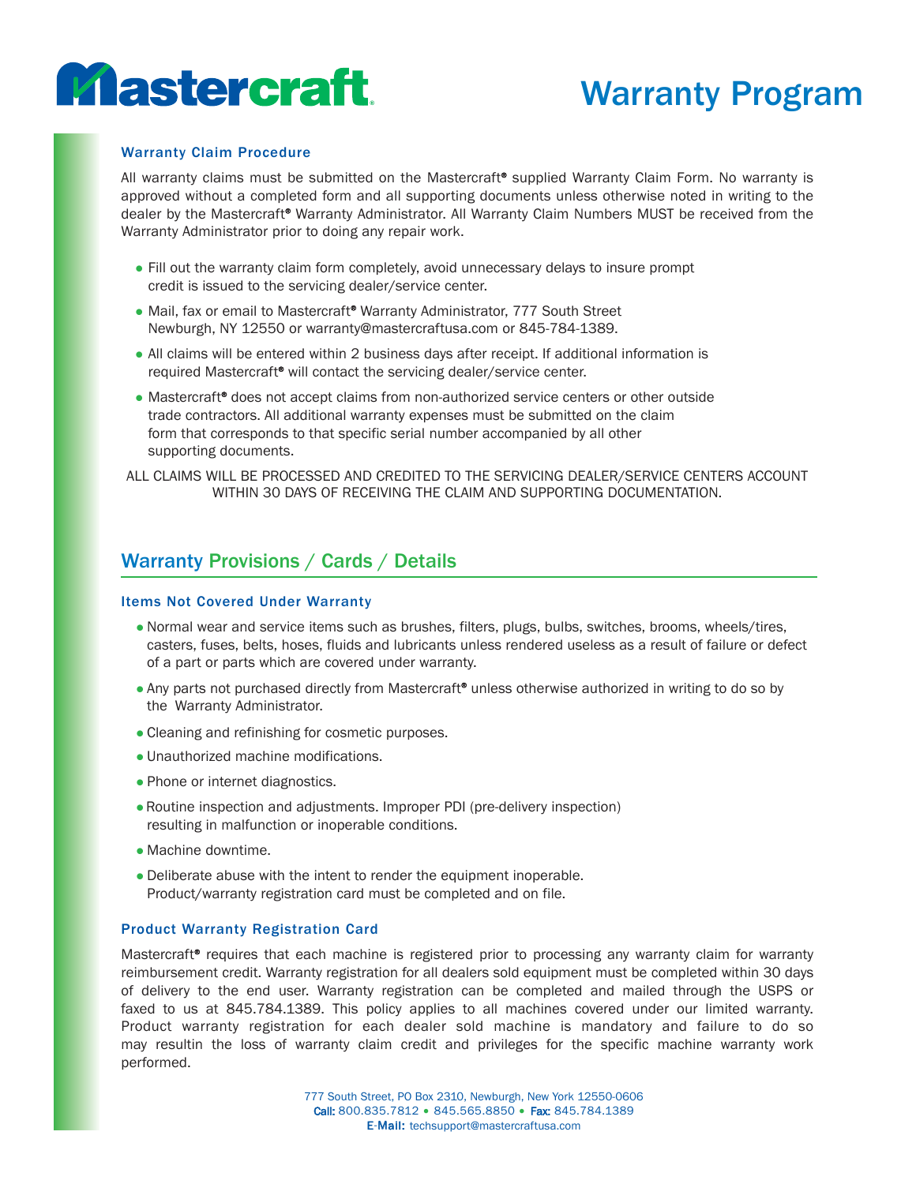# Mastercraft

# Warranty Program

### Warranty Claim Procedure

All warranty claims must be submitted on the Mastercraft® supplied Warranty Claim Form. No warranty is approved without a completed form and all supporting documents unless otherwise noted in writing to the dealer by the Mastercraft® Warranty Administrator. All Warranty Claim Numbers MUST be received from the Warranty Administrator prior to doing any repair work.

- Fill out the warranty claim form completely, avoid unnecessary delays to insure prompt credit is issued to the servicing dealer/service center.
- Mail, fax or email to Mastercraft® Warranty Administrator, 777 South Street Newburgh, NY 12550 or warranty@mastercraftusa.com or 845-784-1389.
- All claims will be entered within 2 business days after receipt. If additional information is required Mastercraft® will contact the servicing dealer/service center.
- Mastercraft® does not accept claims from non-authorized service centers or other outside trade contractors. All additional warranty expenses must be submitted on the claim form that corresponds to that specific serial number accompanied by all other supporting documents.

ALL CLAIMS WILL BE PROCESSED AND CREDITED TO THE SERVICING DEALER/SERVICE CENTERS ACCOUNT WITHIN 30 DAYS OF RECEIVING THE CLAIM AND SUPPORTING DOCUMENTATION.

## Warranty Provisions / Cards / Details

### Items Not Covered Under Warranty

- Normal wear and service items such as brushes, filters, plugs, bulbs, switches, brooms, wheels/tires, casters, fuses, belts, hoses, fluids and lubricants unless rendered useless as a result of failure or defect of a part or parts which are covered under warranty.
- Any parts not purchased directly from Mastercraft® unless otherwise authorized in writing to do so by the Warranty Administrator.
- Cleaning and refinishing for cosmetic purposes.
- Unauthorized machine modifications.
- Phone or internet diagnostics.
- Routine inspection and adjustments. Improper PDI (pre-delivery inspection) resulting in malfunction or inoperable conditions.
- Machine downtime.
- Deliberate abuse with the intent to render the equipment inoperable. Product/warranty registration card must be completed and on file.

### Product Warranty Registration Card

Mastercraft® requires that each machine is registered prior to processing any warranty claim for warranty reimbursement credit. Warranty registration for all dealers sold equipment must be completed within 30 days of delivery to the end user. Warranty registration can be completed and mailed through the USPS or faxed to us at 845.784.1389. This policy applies to all machines covered under our limited warranty. Product warranty registration for each dealer sold machine is mandatory and failure to do so may resultin the loss of warranty claim credit and privileges for the specific machine warranty work performed.

777 South Street, PO Box 2310, Newburgh, New York 12550-0606
Call: 800.835.7812 • 845.565.8850 • Fax: 845.784.1389
E-Mail: techsupport@mastercraftusa.com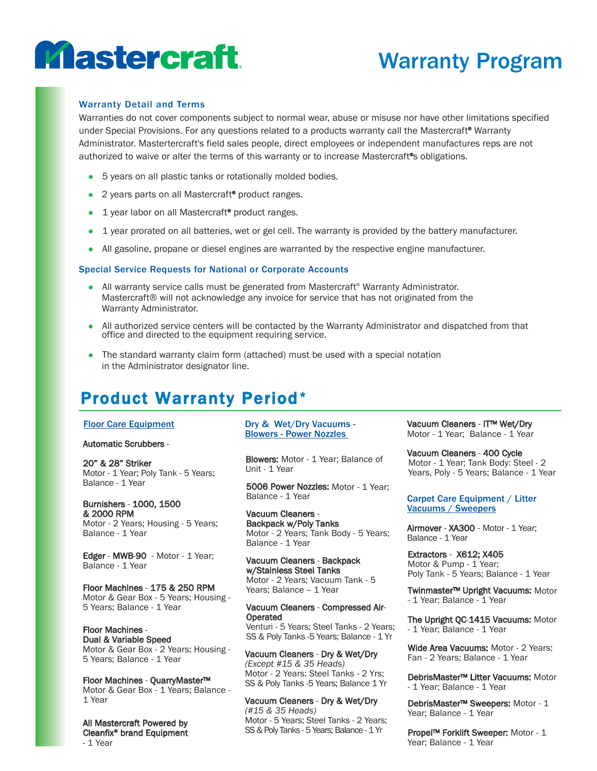# Mastercraft

# Warranty Program

### Warranty Detail and Terms

Warranties do not cover components subject to normal wear, abuse or misuse nor have other limitations specified under Special Provisions. For any questions related to a products warranty call the Mastercraft® Warranty Administrator. Mastertercraft's field sales people, direct employees or independent manufactures reps are not authorized to waive or alter the terms of this warranty or to increase Mastercraft®s obligations.

- 5 years on all plastic tanks or rotationally molded bodies.
- 2 years parts on all Mastercraft® product ranges.
- 1 year labor on all Mastercraft® product ranges.
- 1 year prorated on all batteries, wet or gel cell. The warranty is provided by the battery manufacturer.
- All gasoline, propane or diesel engines are warranted by the respective engine manufacturer.

### Special Service Requests for National or Corporate Accounts

- All warranty service calls must be generated from Mastercraft® Warranty Administrator. Mastercraft® will not acknowledge any invoice for service that has not originated from the Warranty Administrator.
- All authorized service centers will be contacted by the Warranty Administrator and dispatched from that office and directed to the equipment requiring service.
- The standard warranty claim form (attached) must be used with a special notation in the Administrator designator line.

## Product Warranty Period*

### Floor Care Equipment

**Automatic Scrubbers** -

**20" & 28" Striker**
Motor - 1 Year; Poly Tank - 5 Years; Balance - 1 Year

**Burnishers - 1000, 1500 & 2000 RPM**
Motor - 2 Years; Housing - 5 Years; Balance - 1 Year

**Edger - MWB-90** - Motor - 1 Year; Balance - 1 Year

**Floor Machines - 175 & 250 RPM**
Motor & Gear Box - 5 Years; Housing - 5 Years; Balance - 1 Year

**Floor Machines - Dual & Variable Speed**
Motor & Gear Box - 2 Years; Housing - 5 Years; Balance - 1 Year

**Floor Machines - QuarryMaster™**
Motor & Gear Box - 1 Years; Balance - 1 Year

**All Mastercraft Powered by Cleanfix® brand Equipment**
- 1 Year

### Dry & Wet/Dry Vacuums - Blowers - Power Nozzles

**Blowers:** Motor - 1 Year; Balance of Unit - 1 Year

**5006 Power Nozzles:** Motor - 1 Year; Balance - 1 Year

**Vacuum Cleaners - Backpack w/Poly Tanks**
Motor - 2 Years; Tank Body - 5 Years; Balance - 1 Year

**Vacuum Cleaners - Backpack w/Stainless Steel Tanks**
Motor - 2 Years; Vacuum Tank - 5 Years; Balance – 1 Year

**Vacuum Cleaners - Compressed Air-Operated**
Venturi - 5 Years; Steel Tanks - 2 Years; SS & Poly Tanks -5 Years; Balance - 1 Yr

**Vacuum Cleaners - Dry & Wet/Dry**
*(Except #15 & 35 Heads)*
Motor - 2 Years; Steel Tanks - 2 Yrs; SS & Poly Tanks -5 Years; Balance 1 Yr

**Vacuum Cleaners - Dry & Wet/Dry**
*(#15 & 35 Heads)*
Motor - 5 Years; Steel Tanks - 2 Years; SS & Poly Tanks - 5 Years; Balance - 1 Yr

**Vacuum Cleaners - IT™ Wet/Dry**
Motor - 1 Year; Balance - 1 Year

**Vacuum Cleaners - 400 Cycle**
Motor - 1 Year; Tank Body: Steel - 2 Years, Poly - 5 Years; Balance - 1 Year

### Carpet Care Equipment / Litter Vacuums / Sweepers

**Airmover - XA300** - Motor - 1 Year; Balance - 1 Year

**Extractors - X612; X405**
Motor & Pump - 1 Year; Poly Tank - 5 Years; Balance - 1 Year

**Twinmaster™ Upright Vacuums:** Motor - 1 Year; Balance - 1 Year

**The Upright QC-1415 Vacuums:** Motor - 1 Year; Balance - 1 Year

**Wide Area Vacuums:** Motor - 2 Years; Fan - 2 Years; Balance - 1 Year

**DebrisMaster™ Litter Vacuums:** Motor - 1 Year; Balance - 1 Year

**DebrisMaster™ Sweepers:** Motor - 1 Year; Balance - 1 Year

**Propel™ Forklift Sweeper:** Motor - 1 Year; Balance - 1 Year